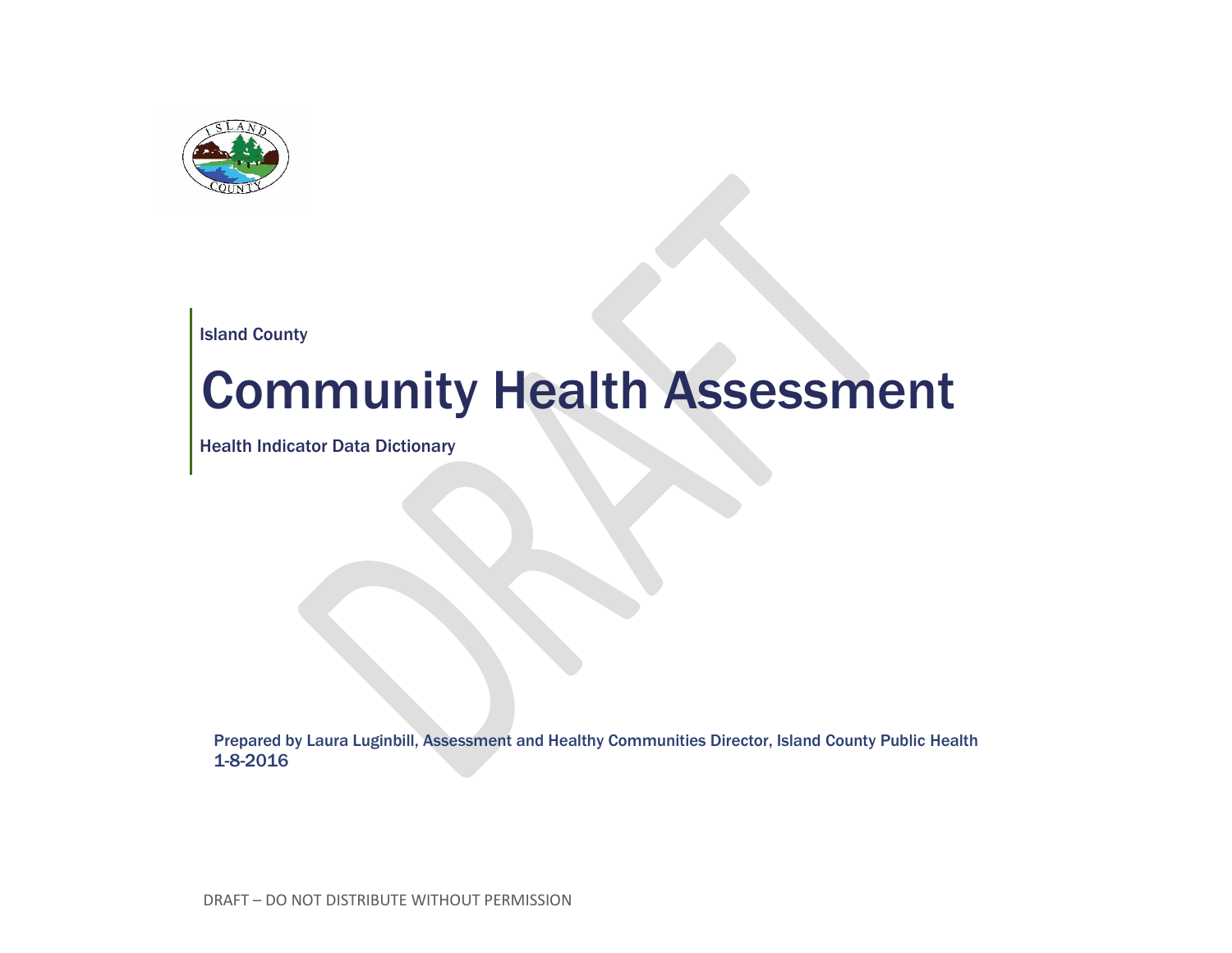Island County

# Community Health Assessment

Health Indicator Data Dictionary

Prepared by Laura Luginbill, Assessment and Healthy Communities Director, Island County Public Health
1-8-2016

DRAFT – DO NOT DISTRIBUTE WITHOUT PERMISSION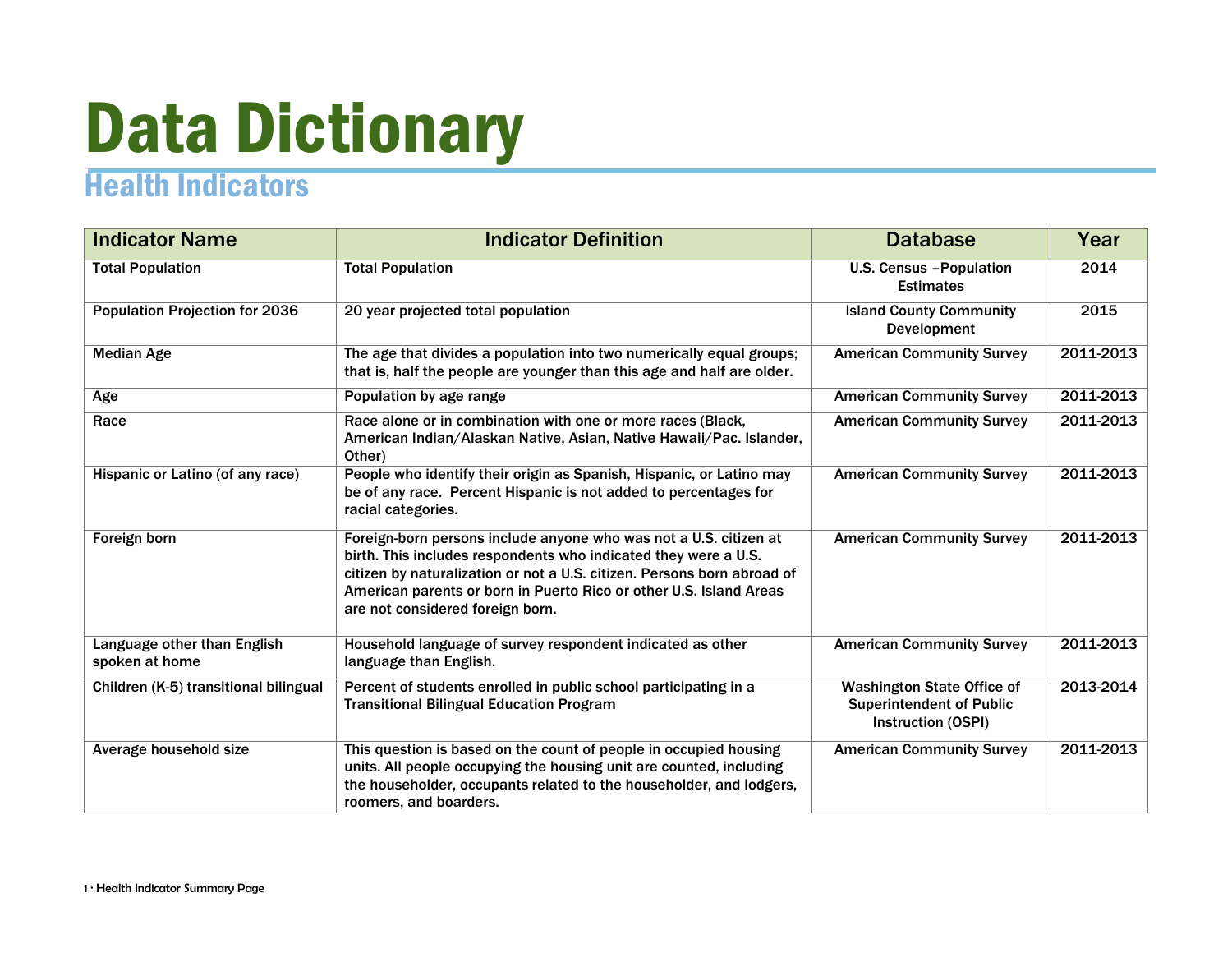# Data Dictionary

## Health Indicators

| Indicator Name | Indicator Definition | Database | Year |
|---|---|---|---|
| **Total Population** | **Total Population** | **U.S. Census –Population Estimates** | **2014** |
| **Population Projection for 2036** | **20 year projected total population** | **Island County Community Development** | **2015** |
| **Median Age** | **The age that divides a population into two numerically equal groups; that is, half the people are younger than this age and half are older.** | **American Community Survey** | **2011-2013** |
| **Age** | **Population by age range** | **American Community Survey** | **2011-2013** |
| **Race** | **Race alone or in combination with one or more races (Black, American Indian/Alaskan Native, Asian, Native Hawaii/Pac. Islander, Other)** | **American Community Survey** | **2011-2013** |
| **Hispanic or Latino (of any race)** | **People who identify their origin as Spanish, Hispanic, or Latino may be of any race. Percent Hispanic is not added to percentages for racial categories.** | **American Community Survey** | **2011-2013** |
| **Foreign born** | **Foreign-born persons include anyone who was not a U.S. citizen at birth. This includes respondents who indicated they were a U.S. citizen by naturalization or not a U.S. citizen. Persons born abroad of American parents or born in Puerto Rico or other U.S. Island Areas are not considered foreign born.** | **American Community Survey** | **2011-2013** |
| **Language other than English spoken at home** | **Household language of survey respondent indicated as other language than English.** | **American Community Survey** | **2011-2013** |
| **Children (K-5) transitional bilingual** | **Percent of students enrolled in public school participating in a Transitional Bilingual Education Program** | **Washington State Office of Superintendent of Public Instruction (OSPI)** | **2013-2014** |
| **Average household size** | **This question is based on the count of people in occupied housing units. All people occupying the housing unit are counted, including the householder, occupants related to the householder, and lodgers, roomers, and boarders.** | **American Community Survey** | **2011-2013** |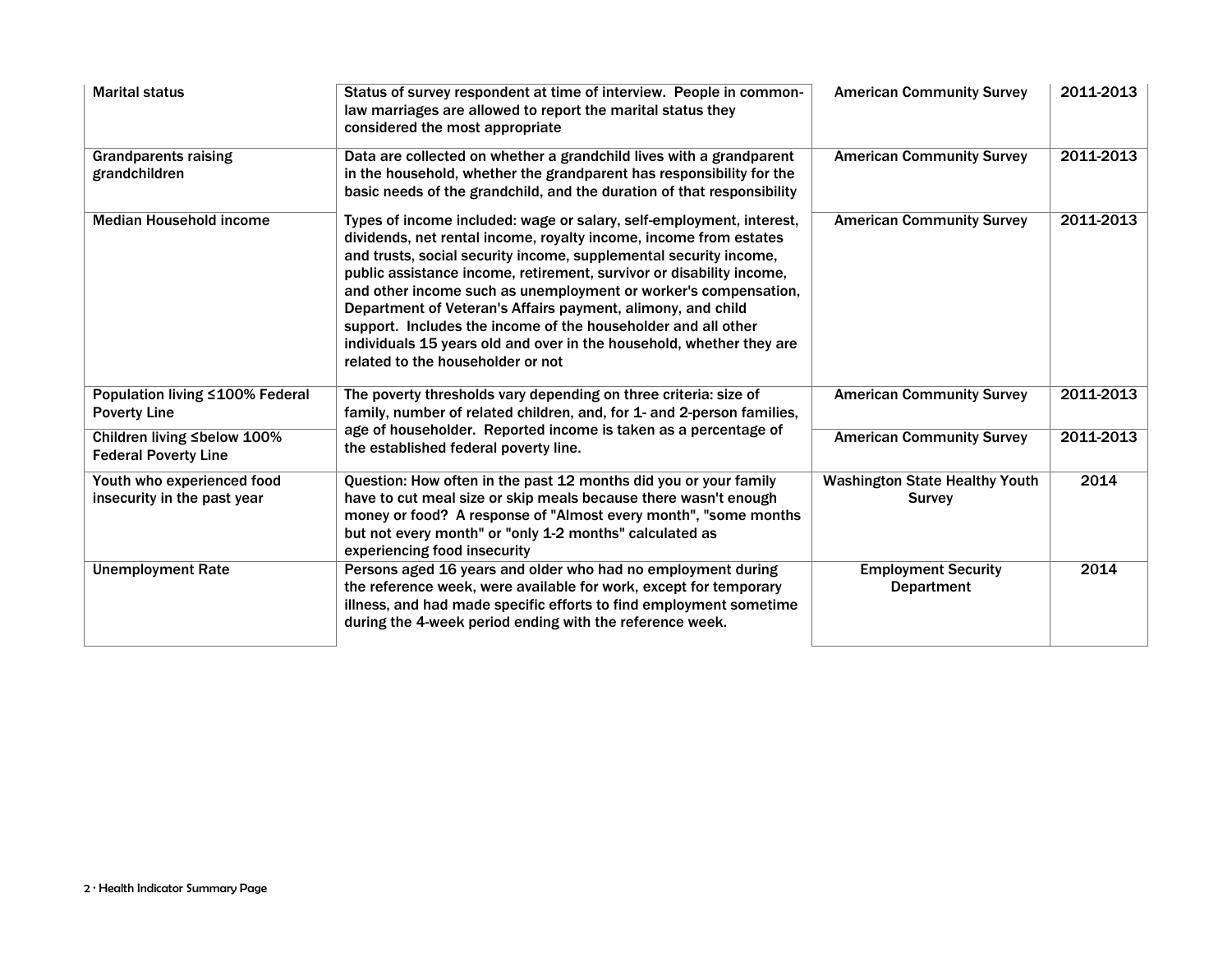| Marital status | Status of survey respondent at time of interview. People in common-law marriages are allowed to report the marital status they considered the most appropriate | American Community Survey | 2011-2013 |
|---|---|---|---|
| Grandparents raising grandchildren | Data are collected on whether a grandchild lives with a grandparent in the household, whether the grandparent has responsibility for the basic needs of the grandchild, and the duration of that responsibility | American Community Survey | 2011-2013 |
| Median Household income | Types of income included: wage or salary, self-employment, interest, dividends, net rental income, royalty income, income from estates and trusts, social security income, supplemental security income, public assistance income, retirement, survivor or disability income, and other income such as unemployment or worker's compensation, Department of Veteran's Affairs payment, alimony, and child support. Includes the income of the householder and all other individuals 15 years old and over in the household, whether they are related to the householder or not | American Community Survey | 2011-2013 |
| Population living ≤100% Federal Poverty Line | The poverty thresholds vary depending on three criteria: size of family, number of related children, and, for 1- and 2-person families, age of householder. Reported income is taken as a percentage of the established federal poverty line. | American Community Survey | 2011-2013 |
| Children living ≤below 100% Federal Poverty Line | | American Community Survey | 2011-2013 |
| Youth who experienced food insecurity in the past year | Question: How often in the past 12 months did you or your family have to cut meal size or skip meals because there wasn't enough money or food? A response of "Almost every month", "some months but not every month" or "only 1-2 months" calculated as experiencing food insecurity | Washington State Healthy Youth Survey | 2014 |
| Unemployment Rate | Persons aged 16 years and older who had no employment during the reference week, were available for work, except for temporary illness, and had made specific efforts to find employment sometime during the 4-week period ending with the reference week. | Employment Security Department | 2014 |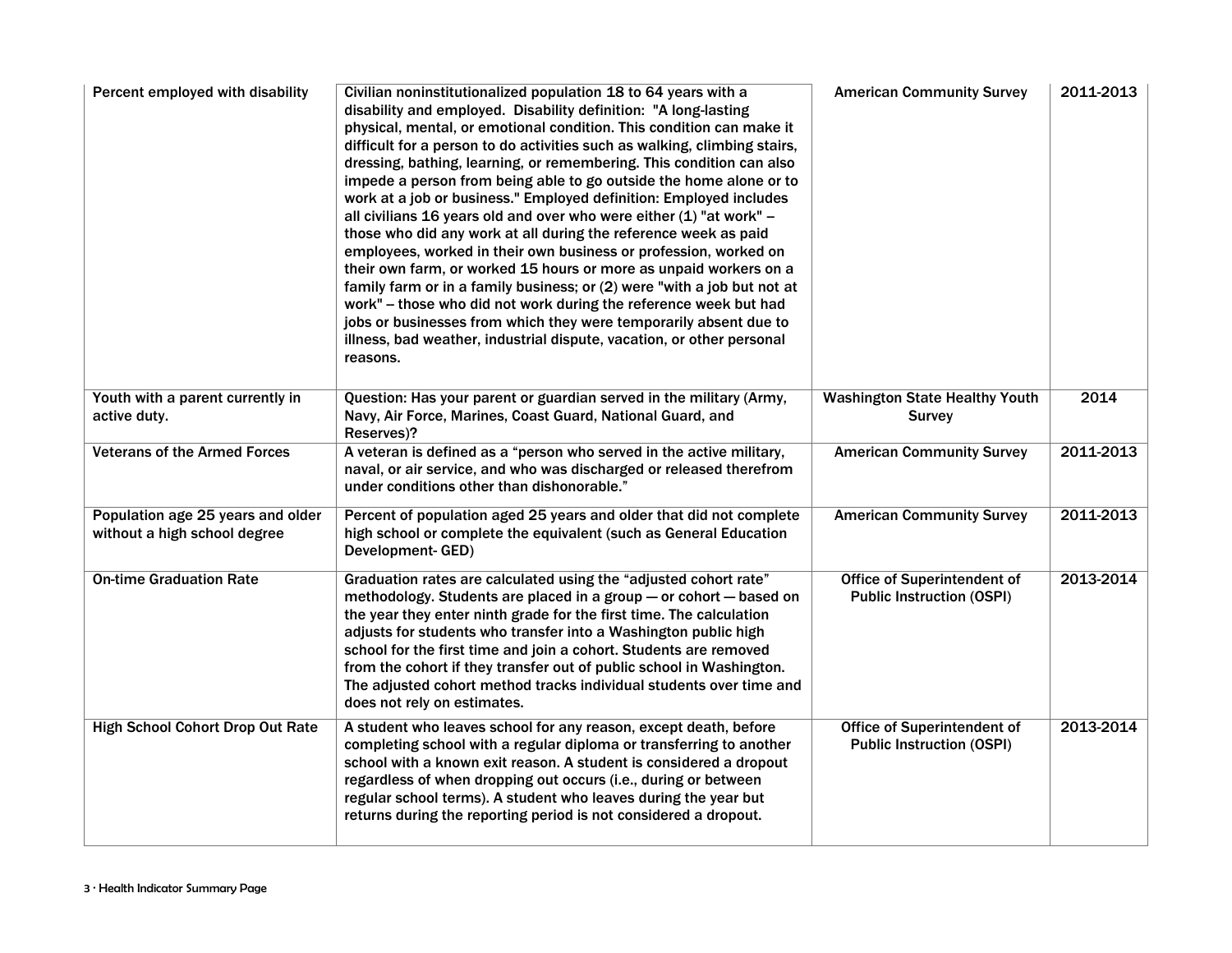| | | | |
|---|---|---|---|
| Percent employed with disability | Civilian noninstitutionalized population 18 to 64 years with a disability and employed. Disability definition: "A long-lasting physical, mental, or emotional condition. This condition can make it difficult for a person to do activities such as walking, climbing stairs, dressing, bathing, learning, or remembering. This condition can also impede a person from being able to go outside the home alone or to work at a job or business." Employed definition: Employed includes all civilians 16 years old and over who were either (1) "at work" – those who did any work at all during the reference week as paid employees, worked in their own business or profession, worked on their own farm, or worked 15 hours or more as unpaid workers on a family farm or in a family business; or (2) were "with a job but not at work" – those who did not work during the reference week but had jobs or businesses from which they were temporarily absent due to illness, bad weather, industrial dispute, vacation, or other personal reasons. | American Community Survey | 2011-2013 |
| Youth with a parent currently in active duty. | Question: Has your parent or guardian served in the military (Army, Navy, Air Force, Marines, Coast Guard, National Guard, and Reserves)? | Washington State Healthy Youth Survey | 2014 |
| Veterans of the Armed Forces | A veteran is defined as a "person who served in the active military, naval, or air service, and who was discharged or released therefrom under conditions other than dishonorable." | American Community Survey | 2011-2013 |
| Population age 25 years and older without a high school degree | Percent of population aged 25 years and older that did not complete high school or complete the equivalent (such as General Education Development- GED) | American Community Survey | 2011-2013 |
| On-time Graduation Rate | Graduation rates are calculated using the "adjusted cohort rate" methodology. Students are placed in a group — or cohort — based on the year they enter ninth grade for the first time. The calculation adjusts for students who transfer into a Washington public high school for the first time and join a cohort. Students are removed from the cohort if they transfer out of public school in Washington. The adjusted cohort method tracks individual students over time and does not rely on estimates. | Office of Superintendent of Public Instruction (OSPI) | 2013-2014 |
| High School Cohort Drop Out Rate | A student who leaves school for any reason, except death, before completing school with a regular diploma or transferring to another school with a known exit reason. A student is considered a dropout regardless of when dropping out occurs (i.e., during or between regular school terms). A student who leaves during the year but returns during the reporting period is not considered a dropout. | Office of Superintendent of Public Instruction (OSPI) | 2013-2014 |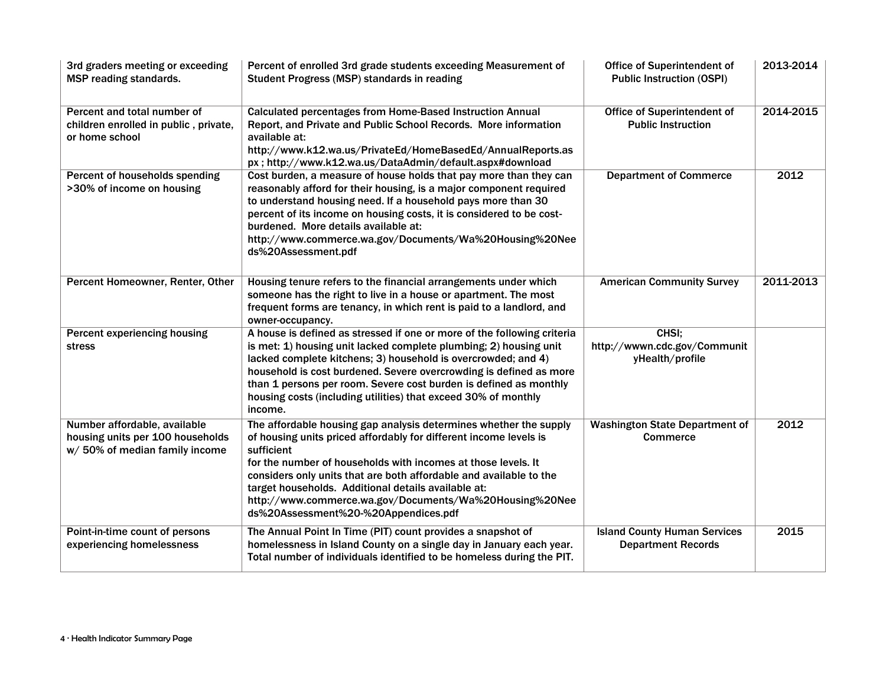| | | | |
|---|---|---|---|
| **3rd graders meeting or exceeding MSP reading standards.** | **Percent of enrolled 3rd grade students exceeding Measurement of Student Progress (MSP) standards in reading** | **Office of Superintendent of Public Instruction (OSPI)** | **2013-2014** |
| **Percent and total number of children enrolled in public , private, or home school** | **Calculated percentages from Home-Based Instruction Annual Report, and Private and Public School Records. More information available at: http://www.k12.wa.us/PrivateEd/HomeBasedEd/AnnualReports.aspx ; http://www.k12.wa.us/DataAdmin/default.aspx#download** | **Office of Superintendent of Public Instruction** | **2014-2015** |
| **Percent of households spending >30% of income on housing** | **Cost burden, a measure of house holds that pay more than they can reasonably afford for their housing, is a major component required to understand housing need. If a household pays more than 30 percent of its income on housing costs, it is considered to be cost-burdened. More details available at: http://www.commerce.wa.gov/Documents/Wa%20Housing%20Needs%20Assessment.pdf** | **Department of Commerce** | **2012** |
| **Percent Homeowner, Renter, Other** | **Housing tenure refers to the financial arrangements under which someone has the right to live in a house or apartment. The most frequent forms are tenancy, in which rent is paid to a landlord, and owner-occupancy.** | **American Community Survey** | **2011-2013** |
| **Percent experiencing housing stress** | **A house is defined as stressed if one or more of the following criteria is met: 1) housing unit lacked complete plumbing; 2) housing unit lacked complete kitchens; 3) household is overcrowded; and 4) household is cost burdened. Severe overcrowding is defined as more than 1 persons per room. Severe cost burden is defined as monthly housing costs (including utilities) that exceed 30% of monthly income.** | **CHSI; http://wwwn.cdc.gov/CommunityHealth/profile** | |
| **Number affordable, available housing units per 100 households w/ 50% of median family income** | **The affordable housing gap analysis determines whether the supply of housing units priced affordably for different income levels is sufficient for the number of households with incomes at those levels. It considers only units that are both affordable and available to the target households. Additional details available at: http://www.commerce.wa.gov/Documents/Wa%20Housing%20Needs%20Assessment%20-%20Appendices.pdf** | **Washington State Department of Commerce** | **2012** |
| **Point-in-time count of persons experiencing homelessness** | **The Annual Point In Time (PIT) count provides a snapshot of homelessness in Island County on a single day in January each year. Total number of individuals identified to be homeless during the PIT.** | **Island County Human Services Department Records** | **2015** |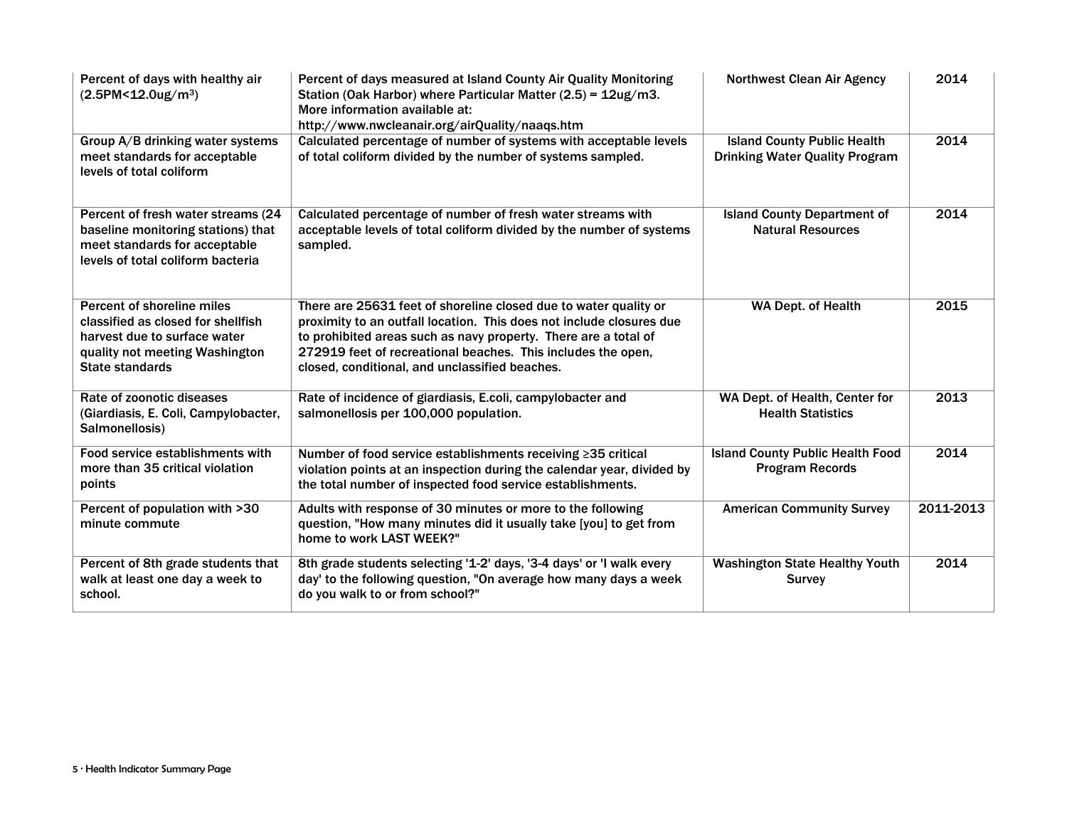| Percent of days with healthy air (2.5PM<12.0ug/m$^3$) | Percent of days measured at Island County Air Quality Monitoring Station (Oak Harbor) where Particular Matter (2.5) = 12ug/m3. More information available at: http://www.nwcleanair.org/airQuality/naaqs.htm | Northwest Clean Air Agency | 2014 |
|---|---|---|---|
| Group A/B drinking water systems meet standards for acceptable levels of total coliform | Calculated percentage of number of systems with acceptable levels of total coliform divided by the number of systems sampled. | Island County Public Health Drinking Water Quality Program | 2014 |
| Percent of fresh water streams (24 baseline monitoring stations) that meet standards for acceptable levels of total coliform bacteria | Calculated percentage of number of fresh water streams with acceptable levels of total coliform divided by the number of systems sampled. | Island County Department of Natural Resources | 2014 |
| Percent of shoreline miles classified as closed for shellfish harvest due to surface water quality not meeting Washington State standards | There are 25631 feet of shoreline closed due to water quality or proximity to an outfall location. This does not include closures due to prohibited areas such as navy property. There are a total of 272919 feet of recreational beaches. This includes the open, closed, conditional, and unclassified beaches. | WA Dept. of Health | 2015 |
| Rate of zoonotic diseases (Giardiasis, E. Coli, Campylobacter, Salmonellosis) | Rate of incidence of giardiasis, E.coli, campylobacter and salmonellosis per 100,000 population. | WA Dept. of Health, Center for Health Statistics | 2013 |
| Food service establishments with more than 35 critical violation points | Number of food service establishments receiving ≥35 critical violation points at an inspection during the calendar year, divided by the total number of inspected food service establishments. | Island County Public Health Food Program Records | 2014 |
| Percent of population with >30 minute commute | Adults with response of 30 minutes or more to the following question, "How many minutes did it usually take [you] to get from home to work LAST WEEK?" | American Community Survey | 2011-2013 |
| Percent of 8th grade students that walk at least one day a week to school. | 8th grade students selecting '1-2' days, '3-4 days' or 'I walk every day' to the following question, "On average how many days a week do you walk to or from school?" | Washington State Healthy Youth Survey | 2014 |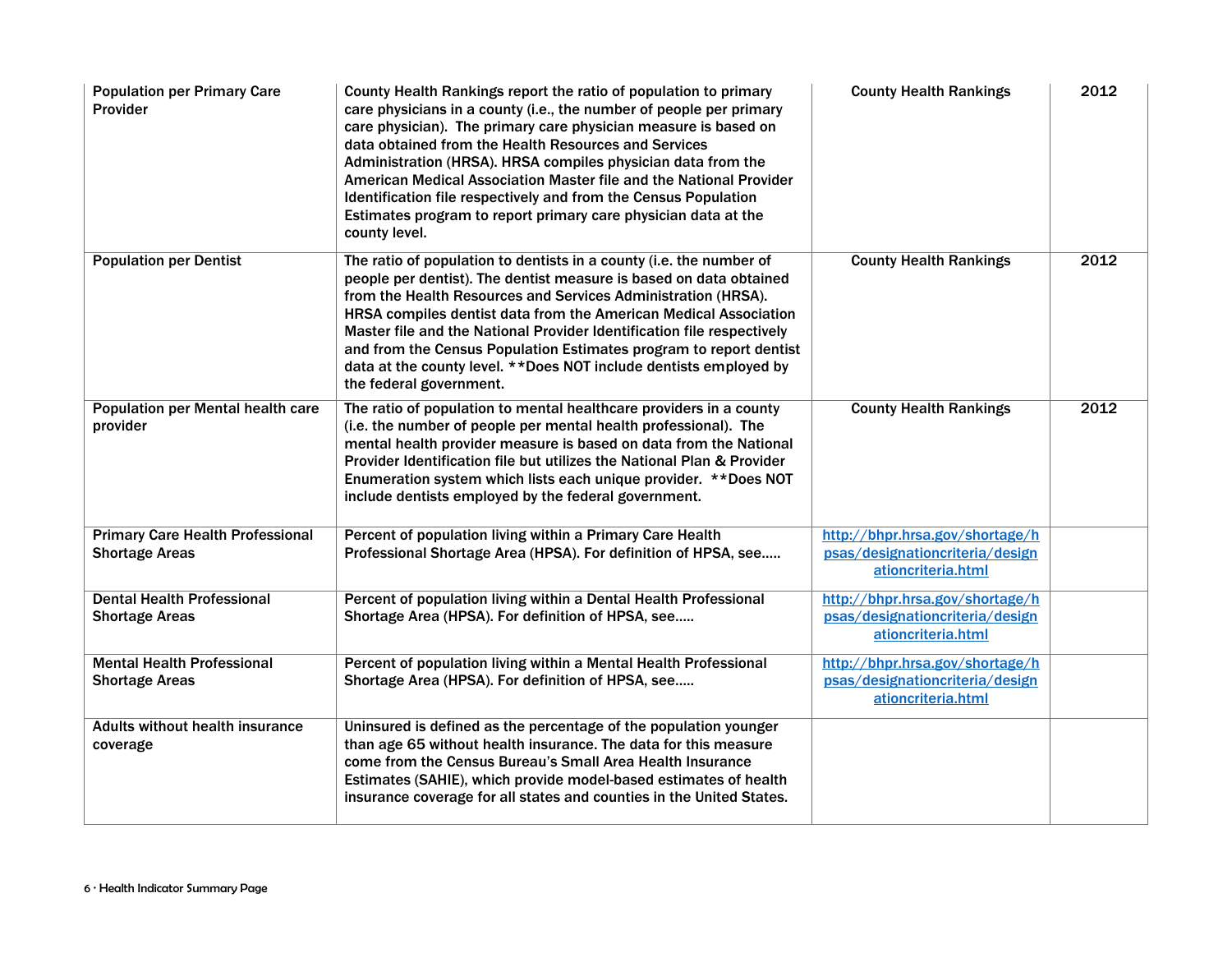| | | | |
|---|---|---|---|
| **Population per Primary Care Provider** | County Health Rankings report the ratio of population to primary care physicians in a county (i.e., the number of people per primary care physician). The primary care physician measure is based on data obtained from the Health Resources and Services Administration (HRSA). HRSA compiles physician data from the American Medical Association Master file and the National Provider Identification file respectively and from the Census Population Estimates program to report primary care physician data at the county level. | County Health Rankings | 2012 |
| **Population per Dentist** | The ratio of population to dentists in a county (i.e. the number of people per dentist). The dentist measure is based on data obtained from the Health Resources and Services Administration (HRSA). HRSA compiles dentist data from the American Medical Association Master file and the National Provider Identification file respectively and from the Census Population Estimates program to report dentist data at the county level. **Does NOT include dentists employed by the federal government. | County Health Rankings | 2012 |
| **Population per Mental health care provider** | The ratio of population to mental healthcare providers in a county (i.e. the number of people per mental health professional). The mental health provider measure is based on data from the National Provider Identification file but utilizes the National Plan & Provider Enumeration system which lists each unique provider. **Does NOT include dentists employed by the federal government. | County Health Rankings | 2012 |
| **Primary Care Health Professional Shortage Areas** | Percent of population living within a Primary Care Health Professional Shortage Area (HPSA). For definition of HPSA, see….. | http://bhpr.hrsa.gov/shortage/hpsas/designationcriteria/designationcriteria.html | |
| **Dental Health Professional Shortage Areas** | Percent of population living within a Dental Health Professional Shortage Area (HPSA). For definition of HPSA, see….. | http://bhpr.hrsa.gov/shortage/hpsas/designationcriteria/designationcriteria.html | |
| **Mental Health Professional Shortage Areas** | Percent of population living within a Mental Health Professional Shortage Area (HPSA). For definition of HPSA, see….. | http://bhpr.hrsa.gov/shortage/hpsas/designationcriteria/designationcriteria.html | |
| **Adults without health insurance coverage** | Uninsured is defined as the percentage of the population younger than age 65 without health insurance. The data for this measure come from the Census Bureau's Small Area Health Insurance Estimates (SAHIE), which provide model-based estimates of health insurance coverage for all states and counties in the United States. | | |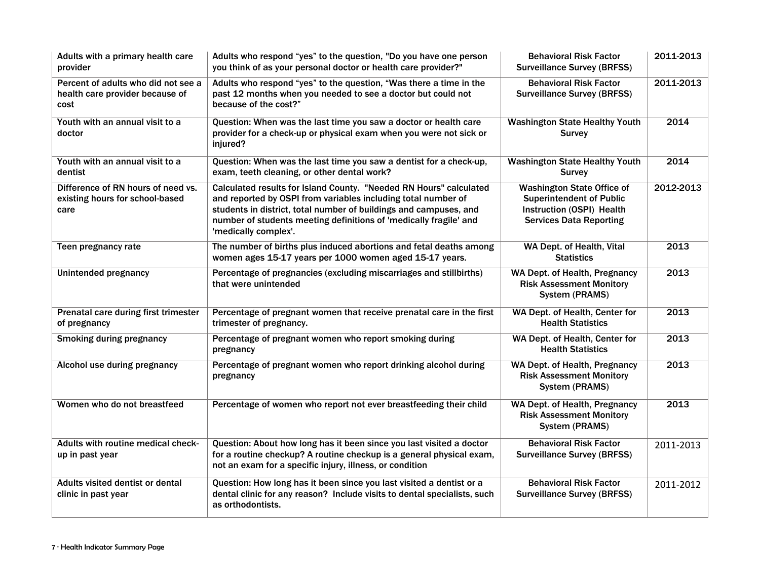| | | | |
|---|---|---|---|
| Adults with a primary health care provider | Adults who respond "yes" to the question, "Do you have one person you think of as your personal doctor or health care provider?" | Behavioral Risk Factor Surveillance Survey (BRFSS) | 2011-2013 |
| Percent of adults who did not see a health care provider because of cost | Adults who respond "yes" to the question, "Was there a time in the past 12 months when you needed to see a doctor but could not because of the cost?" | Behavioral Risk Factor Surveillance Survey (BRFSS) | 2011-2013 |
| Youth with an annual visit to a doctor | Question: When was the last time you saw a doctor or health care provider for a check-up or physical exam when you were not sick or injured? | Washington State Healthy Youth Survey | 2014 |
| Youth with an annual visit to a dentist | Question: When was the last time you saw a dentist for a check-up, exam, teeth cleaning, or other dental work? | Washington State Healthy Youth Survey | 2014 |
| Difference of RN hours of need vs. existing hours for school-based care | Calculated results for Island County. "Needed RN Hours" calculated and reported by OSPI from variables including total number of students in district, total number of buildings and campuses, and number of students meeting definitions of 'medically fragile' and 'medically complex'. | Washington State Office of Superintendent of Public Instruction (OSPI) Health Services Data Reporting | 2012-2013 |
| Teen pregnancy rate | The number of births plus induced abortions and fetal deaths among women ages 15-17 years per 1000 women aged 15-17 years. | WA Dept. of Health, Vital Statistics | 2013 |
| Unintended pregnancy | Percentage of pregnancies (excluding miscarriages and stillbirths) that were unintended | WA Dept. of Health, Pregnancy Risk Assessment Monitory System (PRAMS) | 2013 |
| Prenatal care during first trimester of pregnancy | Percentage of pregnant women that receive prenatal care in the first trimester of pregnancy. | WA Dept. of Health, Center for Health Statistics | 2013 |
| Smoking during pregnancy | Percentage of pregnant women who report smoking during pregnancy | WA Dept. of Health, Center for Health Statistics | 2013 |
| Alcohol use during pregnancy | Percentage of pregnant women who report drinking alcohol during pregnancy | WA Dept. of Health, Pregnancy Risk Assessment Monitory System (PRAMS) | 2013 |
| Women who do not breastfeed | Percentage of women who report not ever breastfeeding their child | WA Dept. of Health, Pregnancy Risk Assessment Monitory System (PRAMS) | 2013 |
| Adults with routine medical check-up in past year | Question: About how long has it been since you last visited a doctor for a routine checkup? A routine checkup is a general physical exam, not an exam for a specific injury, illness, or condition | Behavioral Risk Factor Surveillance Survey (BRFSS) | 2011-2013 |
| Adults visited dentist or dental clinic in past year | Question: How long has it been since you last visited a dentist or a dental clinic for any reason? Include visits to dental specialists, such as orthodontists. | Behavioral Risk Factor Surveillance Survey (BRFSS) | 2011-2012 |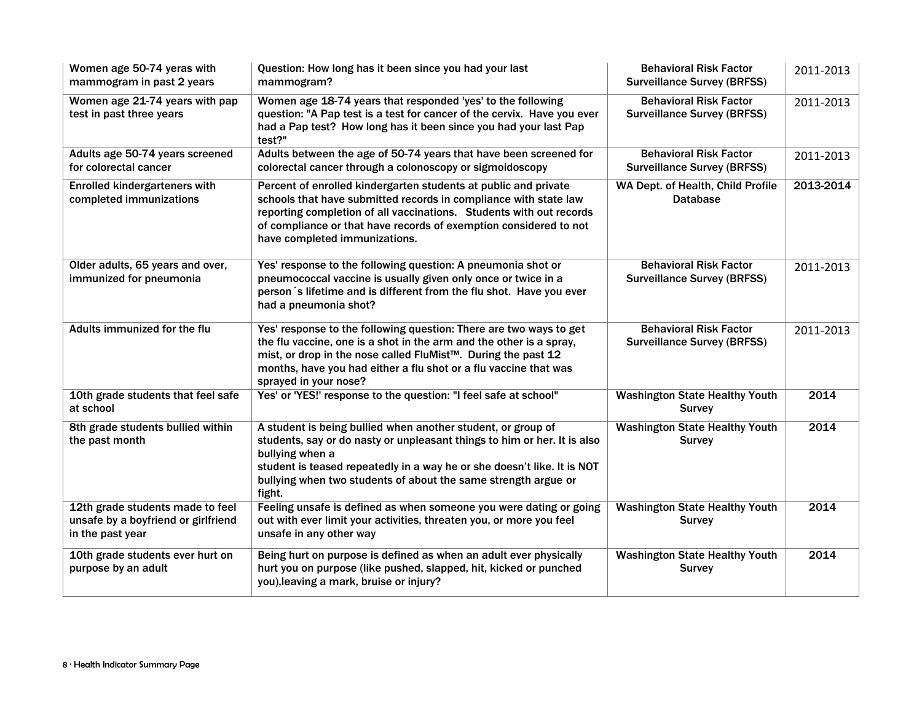| Women age 50-74 yeras with mammogram in past 2 years | Question: How long has it been since you had your last mammogram? | Behavioral Risk Factor Surveillance Survey (BRFSS) | 2011-2013 |
|---|---|---|---|
| Women age 21-74 years with pap test in past three years | Women age 18-74 years that responded 'yes' to the following question: "A Pap test is a test for cancer of the cervix. Have you ever had a Pap test? How long has it been since you had your last Pap test?" | Behavioral Risk Factor Surveillance Survey (BRFSS) | 2011-2013 |
| Adults age 50-74 years screened for colorectal cancer | Adults between the age of 50-74 years that have been screened for colorectal cancer through a colonoscopy or sigmoidoscopy | Behavioral Risk Factor Surveillance Survey (BRFSS) | 2011-2013 |
| Enrolled kindergarteners with completed immunizations | Percent of enrolled kindergarten students at public and private schools that have submitted records in compliance with state law reporting completion of all vaccinations. Students with out records of compliance or that have records of exemption considered to not have completed immunizations. | WA Dept. of Health, Child Profile Database | 2013-2014 |
| Older adults, 65 years and over, immunized for pneumonia | Yes' response to the following question: A pneumonia shot or pneumococcal vaccine is usually given only once or twice in a person´s lifetime and is different from the flu shot. Have you ever had a pneumonia shot? | Behavioral Risk Factor Surveillance Survey (BRFSS) | 2011-2013 |
| Adults immunized for the flu | Yes' response to the following question: There are two ways to get the flu vaccine, one is a shot in the arm and the other is a spray, mist, or drop in the nose called FluMist™. During the past 12 months, have you had either a flu shot or a flu vaccine that was sprayed in your nose? | Behavioral Risk Factor Surveillance Survey (BRFSS) | 2011-2013 |
| 10th grade students that feel safe at school | Yes' or 'YES!' response to the question: "I feel safe at school" | Washington State Healthy Youth Survey | 2014 |
| 8th grade students bullied within the past month | A student is being bullied when another student, or group of students, say or do nasty or unpleasant things to him or her. It is also bullying when a student is teased repeatedly in a way he or she doesn't like. It is NOT bullying when two students of about the same strength argue or fight. | Washington State Healthy Youth Survey | 2014 |
| 12th grade students made to feel unsafe by a boyfriend or girlfriend in the past year | Feeling unsafe is defined as when someone you were dating or going out with ever limit your activities, threaten you, or more you feel unsafe in any other way | Washington State Healthy Youth Survey | 2014 |
| 10th grade students ever hurt on purpose by an adult | Being hurt on purpose is defined as when an adult ever physically hurt you on purpose (like pushed, slapped, hit, kicked or punched you),leaving a mark, bruise or injury? | Washington State Healthy Youth Survey | 2014 |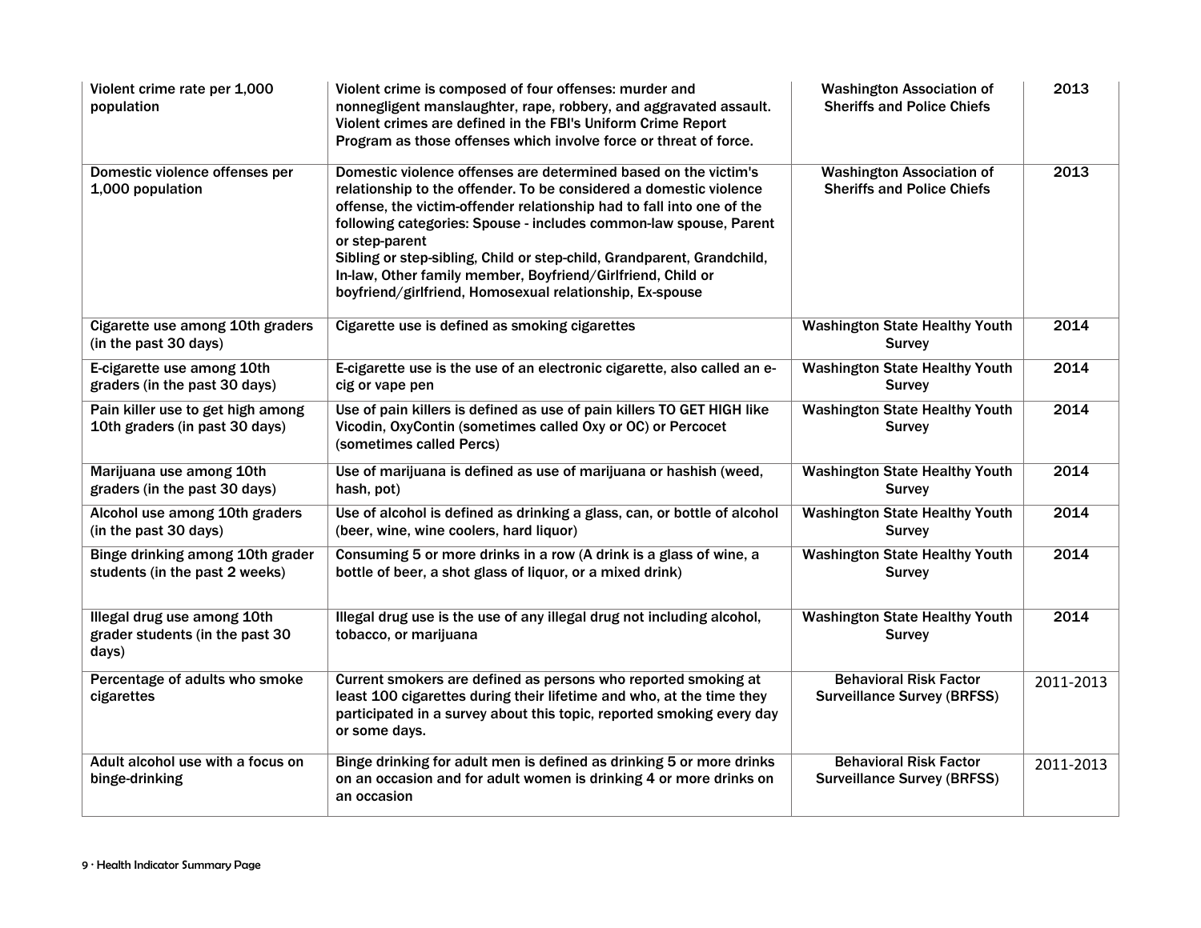| | | | |
|---|---|---|---|
| Violent crime rate per 1,000 population | Violent crime is composed of four offenses: murder and nonnegligent manslaughter, rape, robbery, and aggravated assault. Violent crimes are defined in the FBI's Uniform Crime Report Program as those offenses which involve force or threat of force. | Washington Association of Sheriffs and Police Chiefs | 2013 |
| Domestic violence offenses per 1,000 population | Domestic violence offenses are determined based on the victim's relationship to the offender. To be considered a domestic violence offense, the victim-offender relationship had to fall into one of the following categories: Spouse - includes common-law spouse, Parent or step-parent<br>Sibling or step-sibling, Child or step-child, Grandparent, Grandchild, In-law, Other family member, Boyfriend/Girlfriend, Child or boyfriend/girlfriend, Homosexual relationship, Ex-spouse | Washington Association of Sheriffs and Police Chiefs | 2013 |
| Cigarette use among 10th graders (in the past 30 days) | Cigarette use is defined as smoking cigarettes | Washington State Healthy Youth Survey | 2014 |
| E-cigarette use among 10th graders (in the past 30 days) | E-cigarette use is the use of an electronic cigarette, also called an e-cig or vape pen | Washington State Healthy Youth Survey | 2014 |
| Pain killer use to get high among 10th graders (in past 30 days) | Use of pain killers is defined as use of pain killers TO GET HIGH like Vicodin, OxyContin (sometimes called Oxy or OC) or Percocet (sometimes called Percs) | Washington State Healthy Youth Survey | 2014 |
| Marijuana use among 10th graders (in the past 30 days) | Use of marijuana is defined as use of marijuana or hashish (weed, hash, pot) | Washington State Healthy Youth Survey | 2014 |
| Alcohol use among 10th graders (in the past 30 days) | Use of alcohol is defined as drinking a glass, can, or bottle of alcohol (beer, wine, wine coolers, hard liquor) | Washington State Healthy Youth Survey | 2014 |
| Binge drinking among 10th grader students (in the past 2 weeks) | Consuming 5 or more drinks in a row (A drink is a glass of wine, a bottle of beer, a shot glass of liquor, or a mixed drink) | Washington State Healthy Youth Survey | 2014 |
| Illegal drug use among 10th grader students (in the past 30 days) | Illegal drug use is the use of any illegal drug not including alcohol, tobacco, or marijuana | Washington State Healthy Youth Survey | 2014 |
| Percentage of adults who smoke cigarettes | Current smokers are defined as persons who reported smoking at least 100 cigarettes during their lifetime and who, at the time they participated in a survey about this topic, reported smoking every day or some days. | Behavioral Risk Factor Surveillance Survey (BRFSS) | 2011-2013 |
| Adult alcohol use with a focus on binge-drinking | Binge drinking for adult men is defined as drinking 5 or more drinks on an occasion and for adult women is drinking 4 or more drinks on an occasion | Behavioral Risk Factor Surveillance Survey (BRFSS) | 2011-2013 |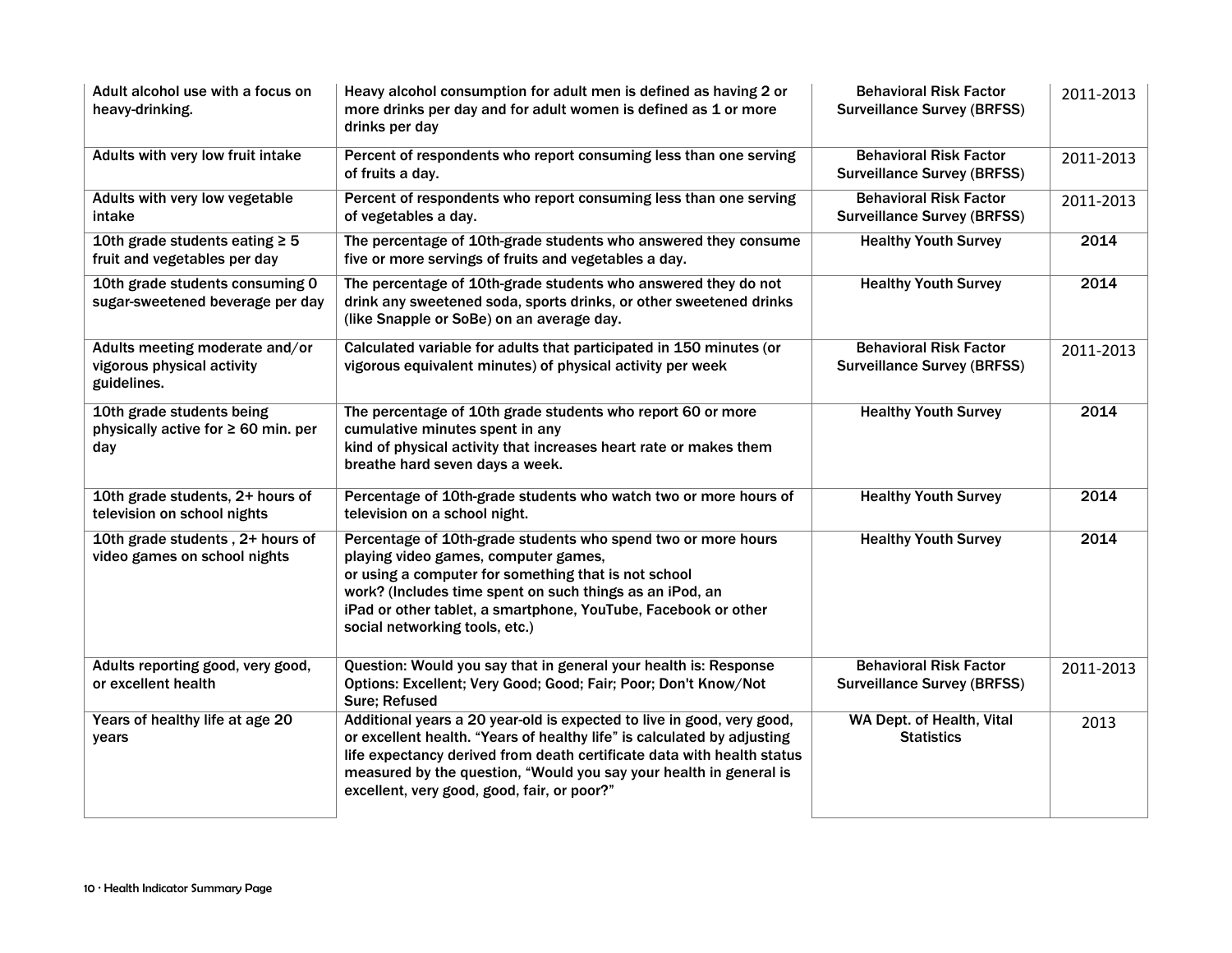| | | | |
|---|---|---|---|
| Adult alcohol use with a focus on heavy-drinking. | Heavy alcohol consumption for adult men is defined as having 2 or more drinks per day and for adult women is defined as 1 or more drinks per day | Behavioral Risk Factor Surveillance Survey (BRFSS) | 2011-2013 |
| Adults with very low fruit intake | Percent of respondents who report consuming less than one serving of fruits a day. | Behavioral Risk Factor Surveillance Survey (BRFSS) | 2011-2013 |
| Adults with very low vegetable intake | Percent of respondents who report consuming less than one serving of vegetables a day. | Behavioral Risk Factor Surveillance Survey (BRFSS) | 2011-2013 |
| 10th grade students eating ≥ 5 fruit and vegetables per day | The percentage of 10th-grade students who answered they consume five or more servings of fruits and vegetables a day. | Healthy Youth Survey | 2014 |
| 10th grade students consuming 0 sugar-sweetened beverage per day | The percentage of 10th-grade students who answered they do not drink any sweetened soda, sports drinks, or other sweetened drinks (like Snapple or SoBe) on an average day. | Healthy Youth Survey | 2014 |
| Adults meeting moderate and/or vigorous physical activity guidelines. | Calculated variable for adults that participated in 150 minutes (or vigorous equivalent minutes) of physical activity per week | Behavioral Risk Factor Surveillance Survey (BRFSS) | 2011-2013 |
| 10th grade students being physically active for ≥ 60 min. per day | The percentage of 10th grade students who report 60 or more cumulative minutes spent in any kind of physical activity that increases heart rate or makes them breathe hard seven days a week. | Healthy Youth Survey | 2014 |
| 10th grade students, 2+ hours of television on school nights | Percentage of 10th-grade students who watch two or more hours of television on a school night. | Healthy Youth Survey | 2014 |
| 10th grade students , 2+ hours of video games on school nights | Percentage of 10th-grade students who spend two or more hours playing video games, computer games, or using a computer for something that is not school work? (Includes time spent on such things as an iPod, an iPad or other tablet, a smartphone, YouTube, Facebook or other social networking tools, etc.) | Healthy Youth Survey | 2014 |
| Adults reporting good, very good, or excellent health | Question: Would you say that in general your health is: Response Options: Excellent; Very Good; Good; Fair; Poor; Don't Know/Not Sure; Refused | Behavioral Risk Factor Surveillance Survey (BRFSS) | 2011-2013 |
| Years of healthy life at age 20 years | Additional years a 20 year-old is expected to live in good, very good, or excellent health. "Years of healthy life" is calculated by adjusting life expectancy derived from death certificate data with health status measured by the question, "Would you say your health in general is excellent, very good, good, fair, or poor?" | WA Dept. of Health, Vital Statistics | 2013 |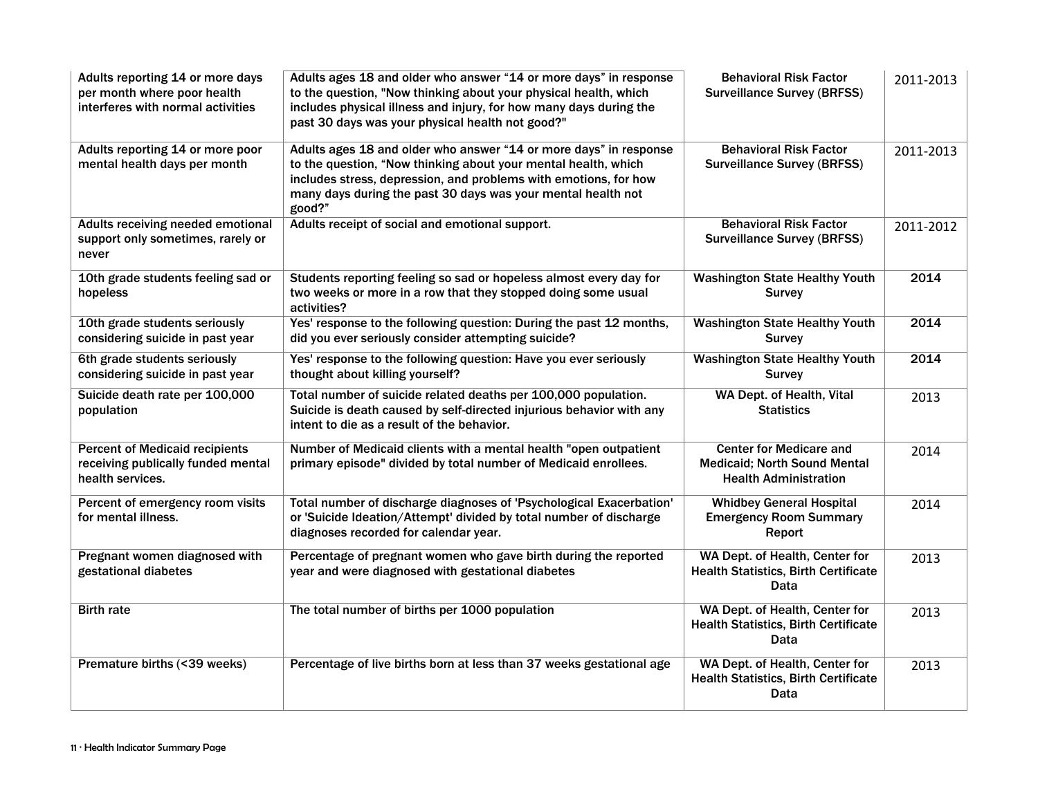| Adults reporting 14 or more days per month where poor health interferes with normal activities | Adults ages 18 and older who answer "14 or more days" in response to the question, "Now thinking about your physical health, which includes physical illness and injury, for how many days during the past 30 days was your physical health not good?" | Behavioral Risk Factor Surveillance Survey (BRFSS) | 2011-2013 |
|---|---|---|---|
| Adults reporting 14 or more poor mental health days per month | Adults ages 18 and older who answer "14 or more days" in response to the question, "Now thinking about your mental health, which includes stress, depression, and problems with emotions, for how many days during the past 30 days was your mental health not good?" | Behavioral Risk Factor Surveillance Survey (BRFSS) | 2011-2013 |
| Adults receiving needed emotional support only sometimes, rarely or never | Adults receipt of social and emotional support. | Behavioral Risk Factor Surveillance Survey (BRFSS) | 2011-2012 |
| 10th grade students feeling sad or hopeless | Students reporting feeling so sad or hopeless almost every day for two weeks or more in a row that they stopped doing some usual activities? | Washington State Healthy Youth Survey | 2014 |
| 10th grade students seriously considering suicide in past year | Yes' response to the following question: During the past 12 months, did you ever seriously consider attempting suicide? | Washington State Healthy Youth Survey | 2014 |
| 6th grade students seriously considering suicide in past year | Yes' response to the following question: Have you ever seriously thought about killing yourself? | Washington State Healthy Youth Survey | 2014 |
| Suicide death rate per 100,000 population | Total number of suicide related deaths per 100,000 population. Suicide is death caused by self-directed injurious behavior with any intent to die as a result of the behavior. | WA Dept. of Health, Vital Statistics | 2013 |
| Percent of Medicaid recipients receiving publically funded mental health services. | Number of Medicaid clients with a mental health "open outpatient primary episode" divided by total number of Medicaid enrollees. | Center for Medicare and Medicaid; North Sound Mental Health Administration | 2014 |
| Percent of emergency room visits for mental illness. | Total number of discharge diagnoses of 'Psychological Exacerbation' or 'Suicide Ideation/Attempt' divided by total number of discharge diagnoses recorded for calendar year. | Whidbey General Hospital Emergency Room Summary Report | 2014 |
| Pregnant women diagnosed with gestational diabetes | Percentage of pregnant women who gave birth during the reported year and were diagnosed with gestational diabetes | WA Dept. of Health, Center for Health Statistics, Birth Certificate Data | 2013 |
| Birth rate | The total number of births per 1000 population | WA Dept. of Health, Center for Health Statistics, Birth Certificate Data | 2013 |
| Premature births (<39 weeks) | Percentage of live births born at less than 37 weeks gestational age | WA Dept. of Health, Center for Health Statistics, Birth Certificate Data | 2013 |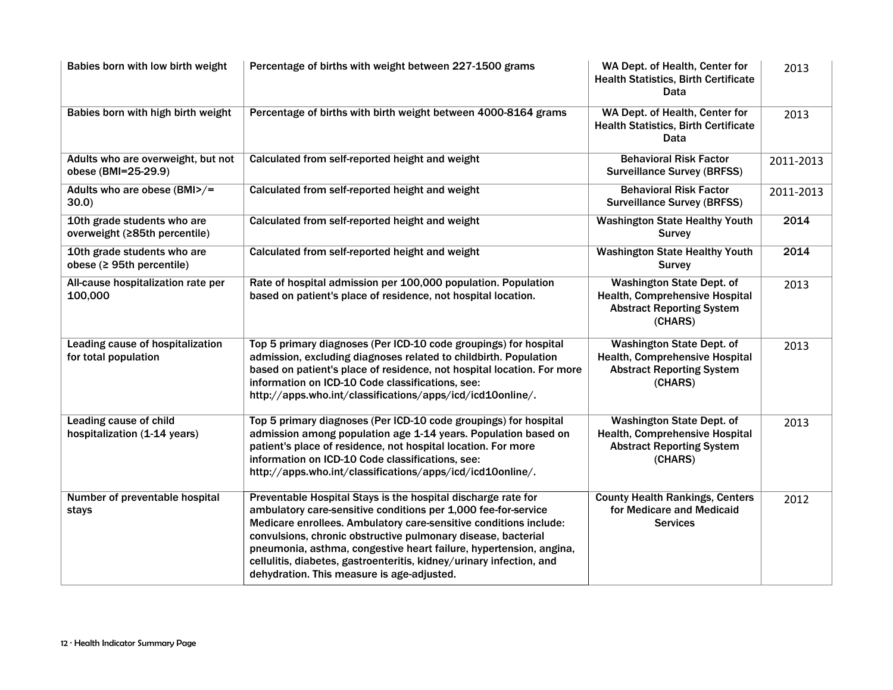| | | | |
|---|---|---|---|
| Babies born with low birth weight | Percentage of births with weight between 227-1500 grams | WA Dept. of Health, Center for Health Statistics, Birth Certificate Data | 2013 |
| Babies born with high birth weight | Percentage of births with birth weight between 4000-8164 grams | WA Dept. of Health, Center for Health Statistics, Birth Certificate Data | 2013 |
| Adults who are overweight, but not obese (BMI=25-29.9) | Calculated from self-reported height and weight | Behavioral Risk Factor Surveillance Survey (BRFSS) | 2011-2013 |
| Adults who are obese (BMI>/= 30.0) | Calculated from self-reported height and weight | Behavioral Risk Factor Surveillance Survey (BRFSS) | 2011-2013 |
| 10th grade students who are overweight (≥85th percentile) | Calculated from self-reported height and weight | Washington State Healthy Youth Survey | 2014 |
| 10th grade students who are obese (≥ 95th percentile) | Calculated from self-reported height and weight | Washington State Healthy Youth Survey | 2014 |
| All-cause hospitalization rate per 100,000 | Rate of hospital admission per 100,000 population. Population based on patient's place of residence, not hospital location. | Washington State Dept. of Health, Comprehensive Hospital Abstract Reporting System (CHARS) | 2013 |
| Leading cause of hospitalization for total population | Top 5 primary diagnoses (Per ICD-10 code groupings) for hospital admission, excluding diagnoses related to childbirth. Population based on patient's place of residence, not hospital location. For more information on ICD-10 Code classifications, see: http://apps.who.int/classifications/apps/icd/icd10online/. | Washington State Dept. of Health, Comprehensive Hospital Abstract Reporting System (CHARS) | 2013 |
| Leading cause of child hospitalization (1-14 years) | Top 5 primary diagnoses (Per ICD-10 code groupings) for hospital admission among population age 1-14 years. Population based on patient's place of residence, not hospital location. For more information on ICD-10 Code classifications, see: http://apps.who.int/classifications/apps/icd/icd10online/. | Washington State Dept. of Health, Comprehensive Hospital Abstract Reporting System (CHARS) | 2013 |
| Number of preventable hospital stays | Preventable Hospital Stays is the hospital discharge rate for ambulatory care-sensitive conditions per 1,000 fee-for-service Medicare enrollees. Ambulatory care-sensitive conditions include: convulsions, chronic obstructive pulmonary disease, bacterial pneumonia, asthma, congestive heart failure, hypertension, angina, cellulitis, diabetes, gastroenteritis, kidney/urinary infection, and dehydration. This measure is age-adjusted. | County Health Rankings, Centers for Medicare and Medicaid Services | 2012 |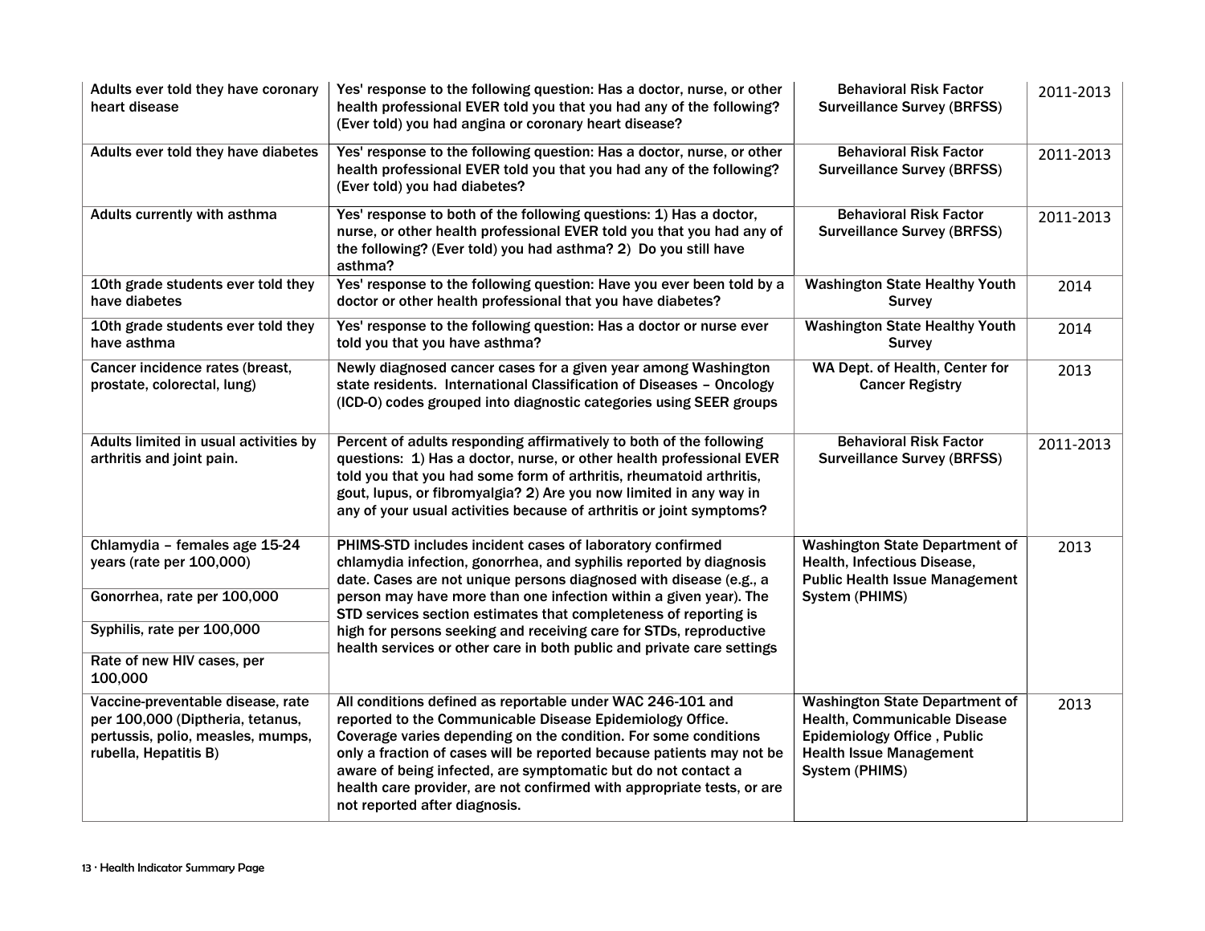| | | | |
|---|---|---|---|
| Adults ever told they have coronary heart disease | Yes' response to the following question: Has a doctor, nurse, or other health professional EVER told you that you had any of the following? (Ever told) you had angina or coronary heart disease? | Behavioral Risk Factor Surveillance Survey (BRFSS) | 2011-2013 |
| Adults ever told they have diabetes | Yes' response to the following question: Has a doctor, nurse, or other health professional EVER told you that you had any of the following? (Ever told) you had diabetes? | Behavioral Risk Factor Surveillance Survey (BRFSS) | 2011-2013 |
| Adults currently with asthma | Yes' response to both of the following questions: 1) Has a doctor, nurse, or other health professional EVER told you that you had any of the following? (Ever told) you had asthma? 2) Do you still have asthma? | Behavioral Risk Factor Surveillance Survey (BRFSS) | 2011-2013 |
| 10th grade students ever told they have diabetes | Yes' response to the following question: Have you ever been told by a doctor or other health professional that you have diabetes? | Washington State Healthy Youth Survey | 2014 |
| 10th grade students ever told they have asthma | Yes' response to the following question: Has a doctor or nurse ever told you that you have asthma? | Washington State Healthy Youth Survey | 2014 |
| Cancer incidence rates (breast, prostate, colorectal, lung) | Newly diagnosed cancer cases for a given year among Washington state residents. International Classification of Diseases – Oncology (ICD-O) codes grouped into diagnostic categories using SEER groups | WA Dept. of Health, Center for Cancer Registry | 2013 |
| Adults limited in usual activities by arthritis and joint pain. | Percent of adults responding affirmatively to both of the following questions: 1) Has a doctor, nurse, or other health professional EVER told you that you had some form of arthritis, rheumatoid arthritis, gout, lupus, or fibromyalgia? 2) Are you now limited in any way in any of your usual activities because of arthritis or joint symptoms? | Behavioral Risk Factor Surveillance Survey (BRFSS) | 2011-2013 |
| Chlamydia – females age 15-24 years (rate per 100,000) | PHIMS-STD includes incident cases of laboratory confirmed chlamydia infection, gonorrhea, and syphilis reported by diagnosis date. Cases are not unique persons diagnosed with disease (e.g., a person may have more than one infection within a given year). The STD services section estimates that completeness of reporting is high for persons seeking and receiving care for STDs, reproductive health services or other care in both public and private care settings | Washington State Department of Health, Infectious Disease, Public Health Issue Management System (PHIMS) | 2013 |
| Gonorrhea, rate per 100,000 | | | |
| Syphilis, rate per 100,000 | | | |
| Rate of new HIV cases, per 100,000 | | | |
| Vaccine-preventable disease, rate per 100,000 (Diptheria, tetanus, pertussis, polio, measles, mumps, rubella, Hepatitis B) | All conditions defined as reportable under WAC 246-101 and reported to the Communicable Disease Epidemiology Office. Coverage varies depending on the condition. For some conditions only a fraction of cases will be reported because patients may not be aware of being infected, are symptomatic but do not contact a health care provider, are not confirmed with appropriate tests, or are not reported after diagnosis. | Washington State Department of Health, Communicable Disease Epidemiology Office , Public Health Issue Management System (PHIMS) | 2013 |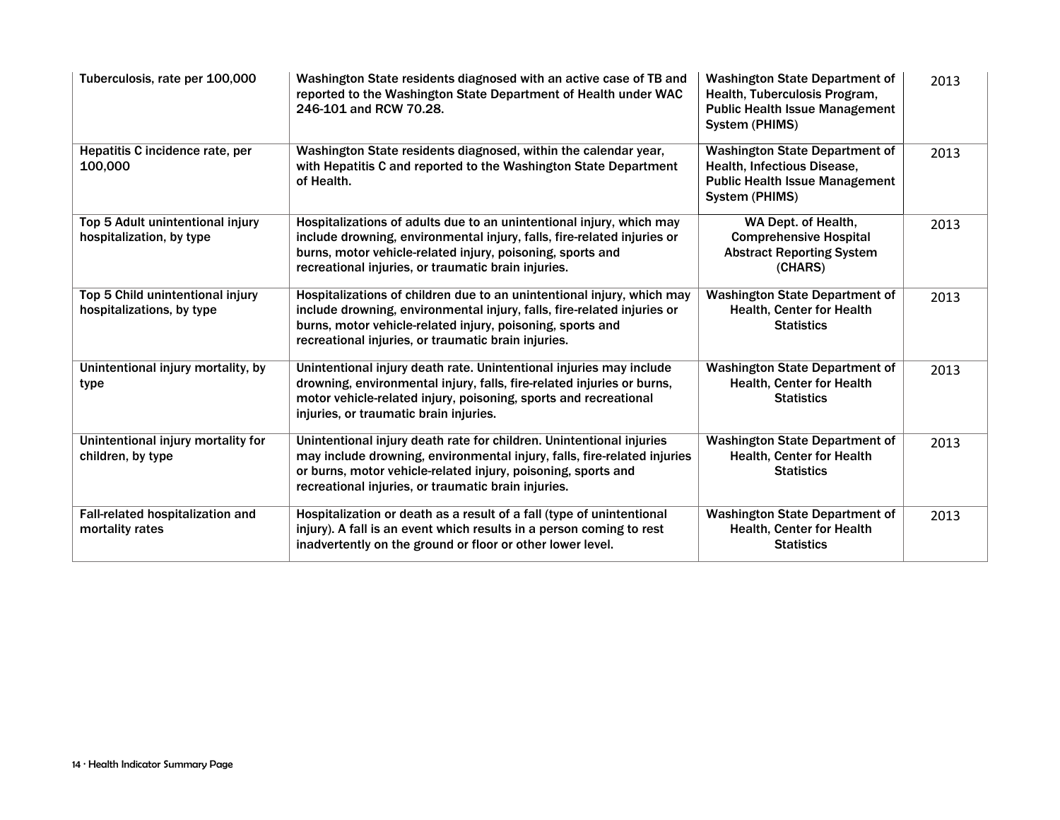| Tuberculosis, rate per 100,000 | Washington State residents diagnosed with an active case of TB and reported to the Washington State Department of Health under WAC 246-101 and RCW 70.28. | Washington State Department of Health, Tuberculosis Program, Public Health Issue Management System (PHIMS) | 2013 |
|---|---|---|---|
| Hepatitis C incidence rate, per 100,000 | Washington State residents diagnosed, within the calendar year, with Hepatitis C and reported to the Washington State Department of Health. | Washington State Department of Health, Infectious Disease, Public Health Issue Management System (PHIMS) | 2013 |
| Top 5 Adult unintentional injury hospitalization, by type | Hospitalizations of adults due to an unintentional injury, which may include drowning, environmental injury, falls, fire-related injuries or burns, motor vehicle-related injury, poisoning, sports and recreational injuries, or traumatic brain injuries. | WA Dept. of Health, Comprehensive Hospital Abstract Reporting System (CHARS) | 2013 |
| Top 5 Child unintentional injury hospitalizations, by type | Hospitalizations of children due to an unintentional injury, which may include drowning, environmental injury, falls, fire-related injuries or burns, motor vehicle-related injury, poisoning, sports and recreational injuries, or traumatic brain injuries. | Washington State Department of Health, Center for Health Statistics | 2013 |
| Unintentional injury mortality, by type | Unintentional injury death rate. Unintentional injuries may include drowning, environmental injury, falls, fire-related injuries or burns, motor vehicle-related injury, poisoning, sports and recreational injuries, or traumatic brain injuries. | Washington State Department of Health, Center for Health Statistics | 2013 |
| Unintentional injury mortality for children, by type | Unintentional injury death rate for children. Unintentional injuries may include drowning, environmental injury, falls, fire-related injuries or burns, motor vehicle-related injury, poisoning, sports and recreational injuries, or traumatic brain injuries. | Washington State Department of Health, Center for Health Statistics | 2013 |
| Fall-related hospitalization and mortality rates | Hospitalization or death as a result of a fall (type of unintentional injury). A fall is an event which results in a person coming to rest inadvertently on the ground or floor or other lower level. | Washington State Department of Health, Center for Health Statistics | 2013 |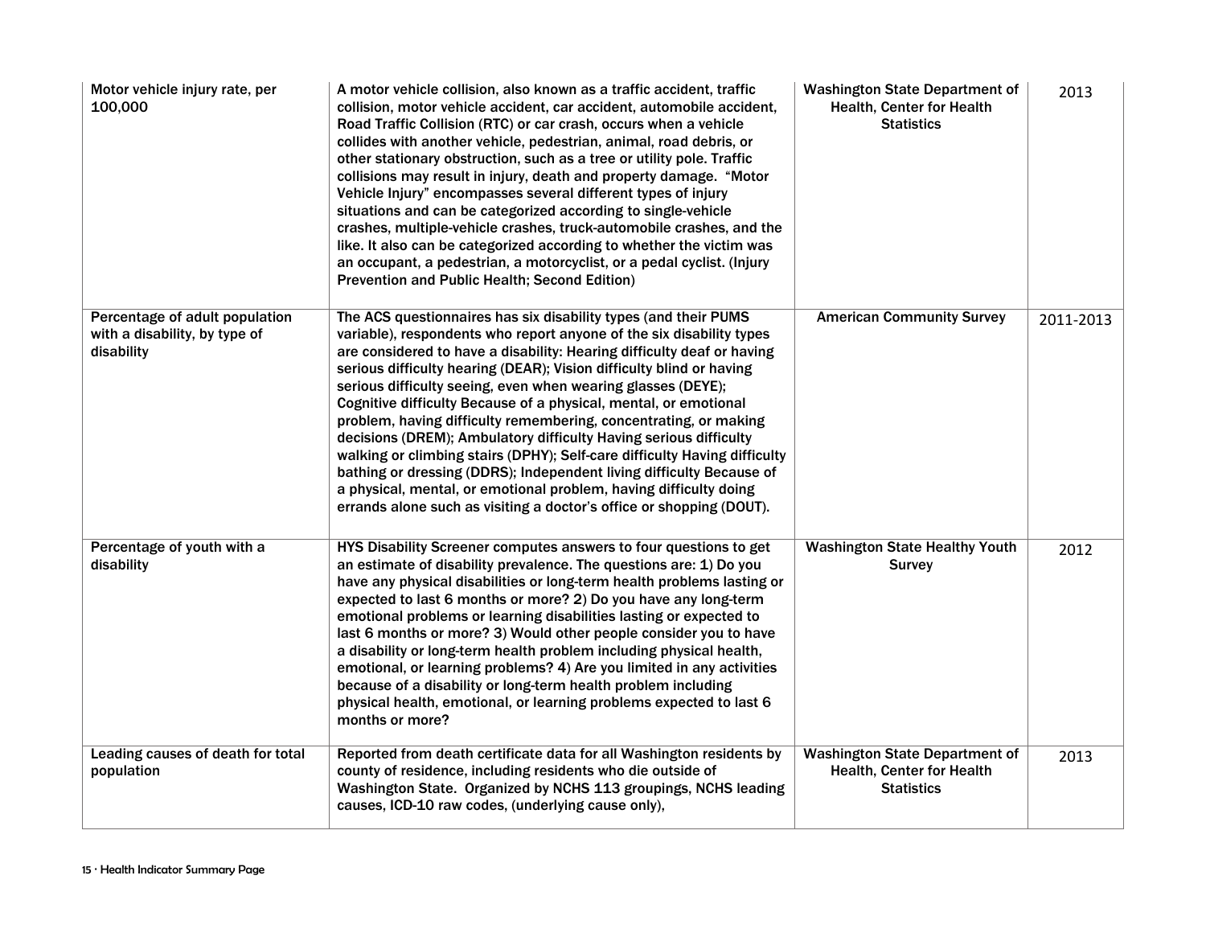| Motor vehicle injury rate, per 100,000 | A motor vehicle collision, also known as a traffic accident, traffic collision, motor vehicle accident, car accident, automobile accident, Road Traffic Collision (RTC) or car crash, occurs when a vehicle collides with another vehicle, pedestrian, animal, road debris, or other stationary obstruction, such as a tree or utility pole. Traffic collisions may result in injury, death and property damage. "Motor Vehicle Injury" encompasses several different types of injury situations and can be categorized according to single-vehicle crashes, multiple-vehicle crashes, truck-automobile crashes, and the like. It also can be categorized according to whether the victim was an occupant, a pedestrian, a motorcyclist, or a pedal cyclist. (Injury Prevention and Public Health; Second Edition) | Washington State Department of Health, Center for Health Statistics | 2013 |
|---|---|---|---|
| Percentage of adult population with a disability, by type of disability | The ACS questionnaires has six disability types (and their PUMS variable), respondents who report anyone of the six disability types are considered to have a disability: Hearing difficulty deaf or having serious difficulty hearing (DEAR); Vision difficulty blind or having serious difficulty seeing, even when wearing glasses (DEYE); Cognitive difficulty Because of a physical, mental, or emotional problem, having difficulty remembering, concentrating, or making decisions (DREM); Ambulatory difficulty Having serious difficulty walking or climbing stairs (DPHY); Self-care difficulty Having difficulty bathing or dressing (DDRS); Independent living difficulty Because of a physical, mental, or emotional problem, having difficulty doing errands alone such as visiting a doctor's office or shopping (DOUT). | American Community Survey | 2011-2013 |
| Percentage of youth with a disability | HYS Disability Screener computes answers to four questions to get an estimate of disability prevalence. The questions are: 1) Do you have any physical disabilities or long-term health problems lasting or expected to last 6 months or more? 2) Do you have any long-term emotional problems or learning disabilities lasting or expected to last 6 months or more? 3) Would other people consider you to have a disability or long-term health problem including physical health, emotional, or learning problems? 4) Are you limited in any activities because of a disability or long-term health problem including physical health, emotional, or learning problems expected to last 6 months or more? | Washington State Healthy Youth Survey | 2012 |
| Leading causes of death for total population | Reported from death certificate data for all Washington residents by county of residence, including residents who die outside of Washington State. Organized by NCHS 113 groupings, NCHS leading causes, ICD-10 raw codes, (underlying cause only), | Washington State Department of Health, Center for Health Statistics | 2013 |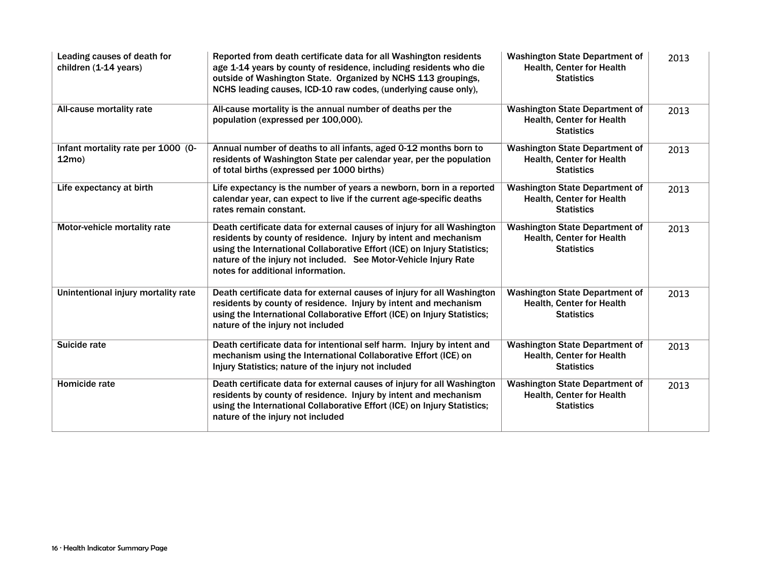| | | | |
|---|---|---|---|
| Leading causes of death for children (1-14 years) | Reported from death certificate data for all Washington residents age 1-14 years by county of residence, including residents who die outside of Washington State. Organized by NCHS 113 groupings, NCHS leading causes, ICD-10 raw codes, (underlying cause only), | Washington State Department of Health, Center for Health Statistics | 2013 |
| All-cause mortality rate | All-cause mortality is the annual number of deaths per the population (expressed per 100,000). | Washington State Department of Health, Center for Health Statistics | 2013 |
| Infant mortality rate per 1000 (0-12mo) | Annual number of deaths to all infants, aged 0-12 months born to residents of Washington State per calendar year, per the population of total births (expressed per 1000 births) | Washington State Department of Health, Center for Health Statistics | 2013 |
| Life expectancy at birth | Life expectancy is the number of years a newborn, born in a reported calendar year, can expect to live if the current age-specific deaths rates remain constant. | Washington State Department of Health, Center for Health Statistics | 2013 |
| Motor-vehicle mortality rate | Death certificate data for external causes of injury for all Washington residents by county of residence. Injury by intent and mechanism using the International Collaborative Effort (ICE) on Injury Statistics; nature of the injury not included. See Motor-Vehicle Injury Rate notes for additional information. | Washington State Department of Health, Center for Health Statistics | 2013 |
| Unintentional injury mortality rate | Death certificate data for external causes of injury for all Washington residents by county of residence. Injury by intent and mechanism using the International Collaborative Effort (ICE) on Injury Statistics; nature of the injury not included | Washington State Department of Health, Center for Health Statistics | 2013 |
| Suicide rate | Death certificate data for intentional self harm. Injury by intent and mechanism using the International Collaborative Effort (ICE) on Injury Statistics; nature of the injury not included | Washington State Department of Health, Center for Health Statistics | 2013 |
| Homicide rate | Death certificate data for external causes of injury for all Washington residents by county of residence. Injury by intent and mechanism using the International Collaborative Effort (ICE) on Injury Statistics; nature of the injury not included | Washington State Department of Health, Center for Health Statistics | 2013 |